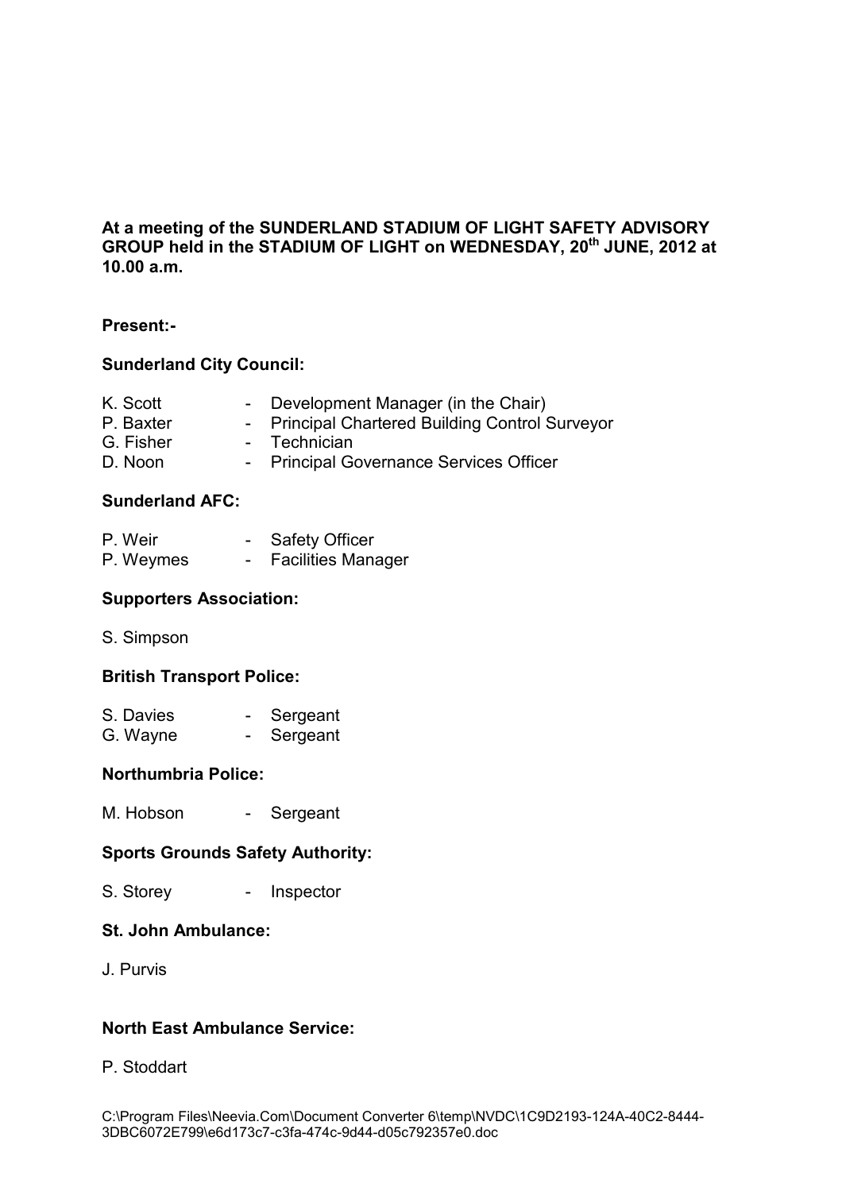**At a meeting of the SUNDERLAND STADIUM OF LIGHT SAFETY ADVISORY GROUP held in the STADIUM OF LIGHT on WEDNESDAY, 20th JUNE, 2012 at 10.00 a.m.**

**Present:-**

**Sunderland City Council:**

K. Scott - Development Manager (in the Chair)
P. Baxter - Principal Chartered Building Control Surveyor
G. Fisher - Technician
D. Noon - Principal Governance Services Officer

**Sunderland AFC:**

P. Weir - Safety Officer
P. Weymes - Facilities Manager

**Supporters Association:**

S. Simpson

**British Transport Police:**

S. Davies - Sergeant
G. Wayne - Sergeant

**Northumbria Police:**

M. Hobson - Sergeant

**Sports Grounds Safety Authority:**

S. Storey - Inspector

**St. John Ambulance:**

J. Purvis

**North East Ambulance Service:**

P. Stoddart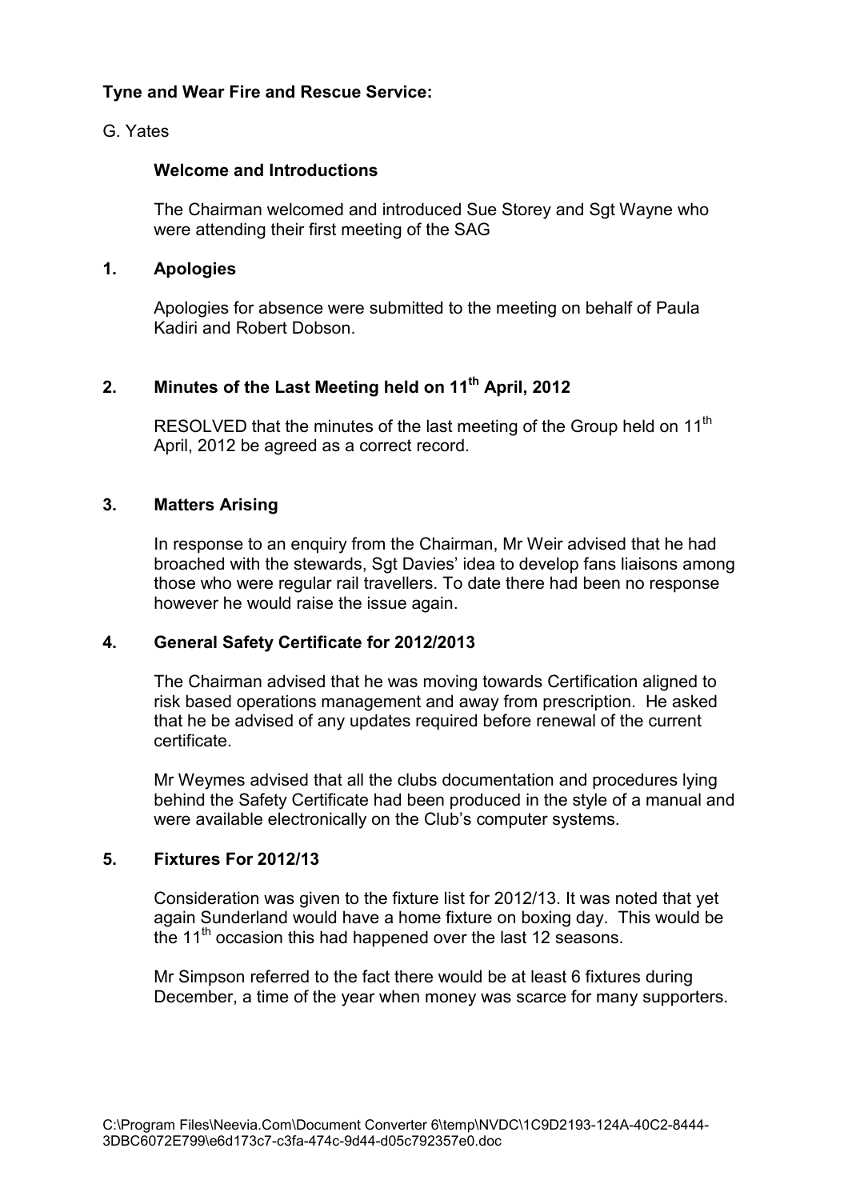**Tyne and Wear Fire and Rescue Service:**

G. Yates

**Welcome and Introductions**

The Chairman welcomed and introduced Sue Storey and Sgt Wayne who were attending their first meeting of the SAG

## 1. Apologies

Apologies for absence were submitted to the meeting on behalf of Paula Kadiri and Robert Dobson.

## 2. Minutes of the Last Meeting held on 11th April, 2012

RESOLVED that the minutes of the last meeting of the Group held on 11th April, 2012 be agreed as a correct record.

## 3. Matters Arising

In response to an enquiry from the Chairman, Mr Weir advised that he had broached with the stewards, Sgt Davies' idea to develop fans liaisons among those who were regular rail travellers. To date there had been no response however he would raise the issue again.

## 4. General Safety Certificate for 2012/2013

The Chairman advised that he was moving towards Certification aligned to risk based operations management and away from prescription. He asked that he be advised of any updates required before renewal of the current certificate.

Mr Weymes advised that all the clubs documentation and procedures lying behind the Safety Certificate had been produced in the style of a manual and were available electronically on the Club's computer systems.

## 5. Fixtures For 2012/13

Consideration was given to the fixture list for 2012/13. It was noted that yet again Sunderland would have a home fixture on boxing day. This would be the 11th occasion this had happened over the last 12 seasons.

Mr Simpson referred to the fact there would be at least 6 fixtures during December, a time of the year when money was scarce for many supporters.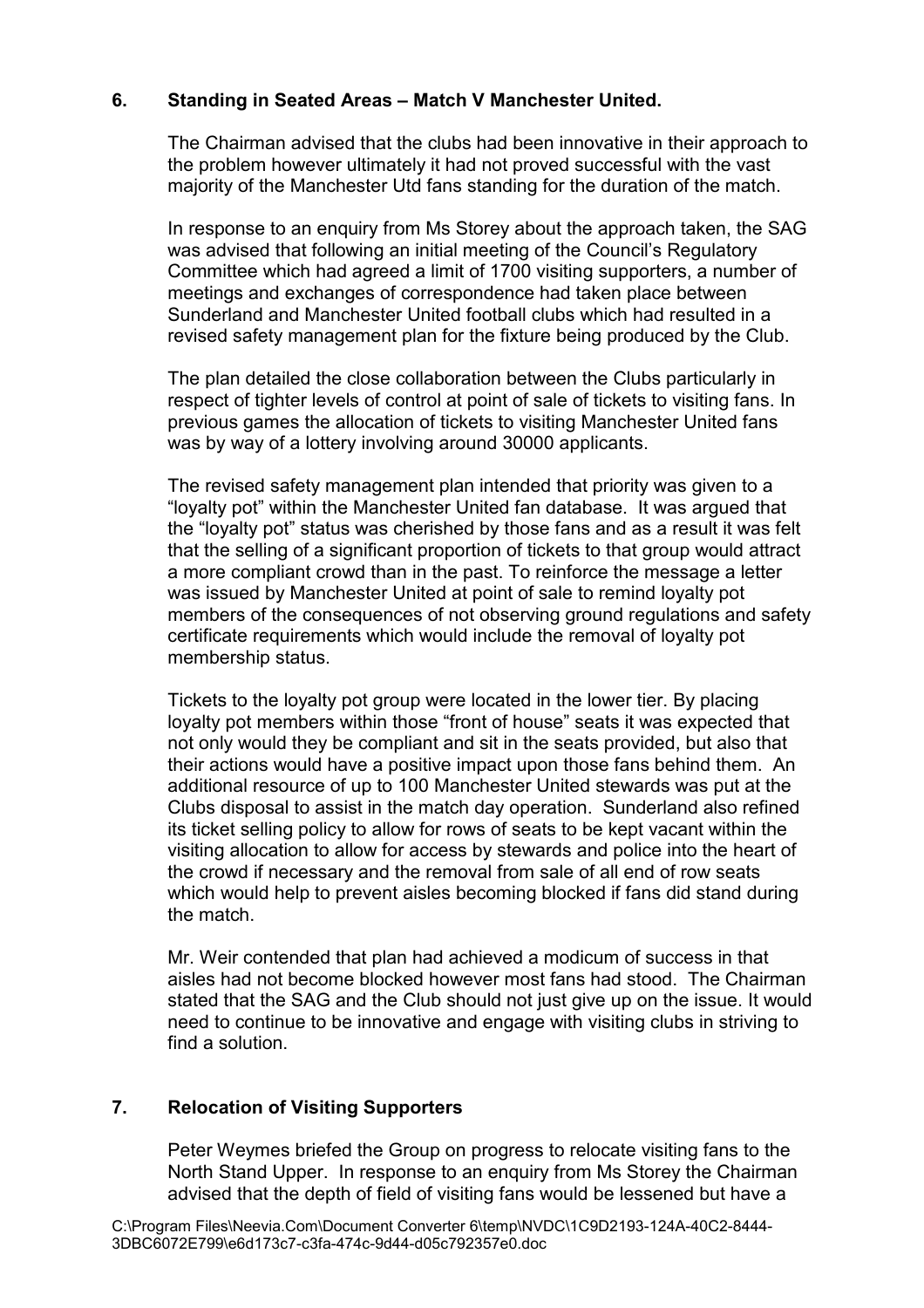## 6. Standing in Seated Areas – Match V Manchester United.

The Chairman advised that the clubs had been innovative in their approach to the problem however ultimately it had not proved successful with the vast majority of the Manchester Utd fans standing for the duration of the match.

In response to an enquiry from Ms Storey about the approach taken, the SAG was advised that following an initial meeting of the Council's Regulatory Committee which had agreed a limit of 1700 visiting supporters, a number of meetings and exchanges of correspondence had taken place between Sunderland and Manchester United football clubs which had resulted in a revised safety management plan for the fixture being produced by the Club.

The plan detailed the close collaboration between the Clubs particularly in respect of tighter levels of control at point of sale of tickets to visiting fans. In previous games the allocation of tickets to visiting Manchester United fans was by way of a lottery involving around 30000 applicants.

The revised safety management plan intended that priority was given to a "loyalty pot" within the Manchester United fan database. It was argued that the "loyalty pot" status was cherished by those fans and as a result it was felt that the selling of a significant proportion of tickets to that group would attract a more compliant crowd than in the past. To reinforce the message a letter was issued by Manchester United at point of sale to remind loyalty pot members of the consequences of not observing ground regulations and safety certificate requirements which would include the removal of loyalty pot membership status.

Tickets to the loyalty pot group were located in the lower tier. By placing loyalty pot members within those "front of house" seats it was expected that not only would they be compliant and sit in the seats provided, but also that their actions would have a positive impact upon those fans behind them. An additional resource of up to 100 Manchester United stewards was put at the Clubs disposal to assist in the match day operation. Sunderland also refined its ticket selling policy to allow for rows of seats to be kept vacant within the visiting allocation to allow for access by stewards and police into the heart of the crowd if necessary and the removal from sale of all end of row seats which would help to prevent aisles becoming blocked if fans did stand during the match.

Mr. Weir contended that plan had achieved a modicum of success in that aisles had not become blocked however most fans had stood. The Chairman stated that the SAG and the Club should not just give up on the issue. It would need to continue to be innovative and engage with visiting clubs in striving to find a solution.

## 7. Relocation of Visiting Supporters

Peter Weymes briefed the Group on progress to relocate visiting fans to the North Stand Upper. In response to an enquiry from Ms Storey the Chairman advised that the depth of field of visiting fans would be lessened but have a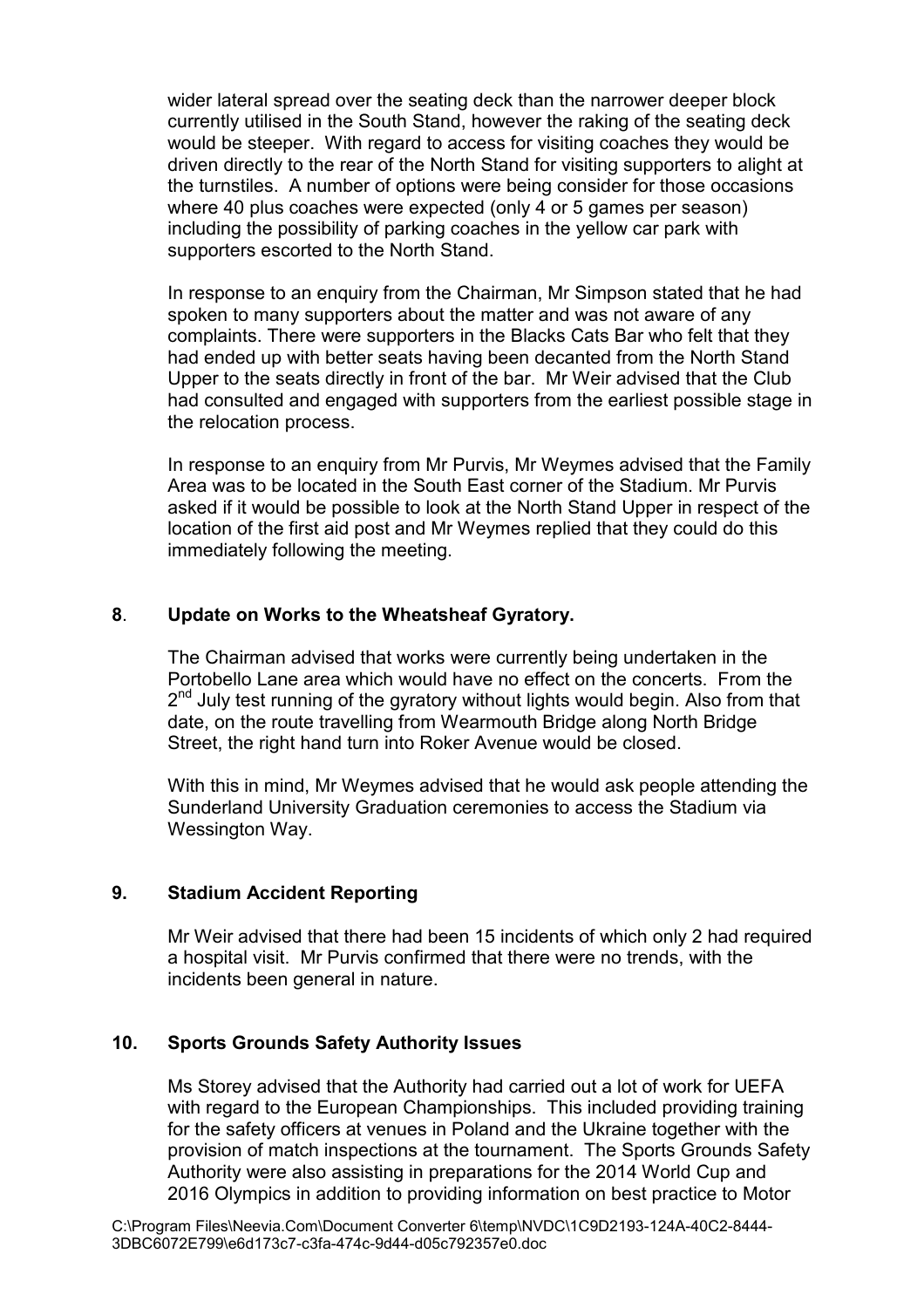wider lateral spread over the seating deck than the narrower deeper block currently utilised in the South Stand, however the raking of the seating deck would be steeper. With regard to access for visiting coaches they would be driven directly to the rear of the North Stand for visiting supporters to alight at the turnstiles. A number of options were being consider for those occasions where 40 plus coaches were expected (only 4 or 5 games per season) including the possibility of parking coaches in the yellow car park with supporters escorted to the North Stand.

In response to an enquiry from the Chairman, Mr Simpson stated that he had spoken to many supporters about the matter and was not aware of any complaints. There were supporters in the Blacks Cats Bar who felt that they had ended up with better seats having been decanted from the North Stand Upper to the seats directly in front of the bar. Mr Weir advised that the Club had consulted and engaged with supporters from the earliest possible stage in the relocation process.

In response to an enquiry from Mr Purvis, Mr Weymes advised that the Family Area was to be located in the South East corner of the Stadium. Mr Purvis asked if it would be possible to look at the North Stand Upper in respect of the location of the first aid post and Mr Weymes replied that they could do this immediately following the meeting.

## 8. Update on Works to the Wheatsheaf Gyratory.

The Chairman advised that works were currently being undertaken in the Portobello Lane area which would have no effect on the concerts. From the 2nd July test running of the gyratory without lights would begin. Also from that date, on the route travelling from Wearmouth Bridge along North Bridge Street, the right hand turn into Roker Avenue would be closed.

With this in mind, Mr Weymes advised that he would ask people attending the Sunderland University Graduation ceremonies to access the Stadium via Wessington Way.

## 9. Stadium Accident Reporting

Mr Weir advised that there had been 15 incidents of which only 2 had required a hospital visit. Mr Purvis confirmed that there were no trends, with the incidents been general in nature.

## 10. Sports Grounds Safety Authority Issues

Ms Storey advised that the Authority had carried out a lot of work for UEFA with regard to the European Championships. This included providing training for the safety officers at venues in Poland and the Ukraine together with the provision of match inspections at the tournament. The Sports Grounds Safety Authority were also assisting in preparations for the 2014 World Cup and 2016 Olympics in addition to providing information on best practice to Motor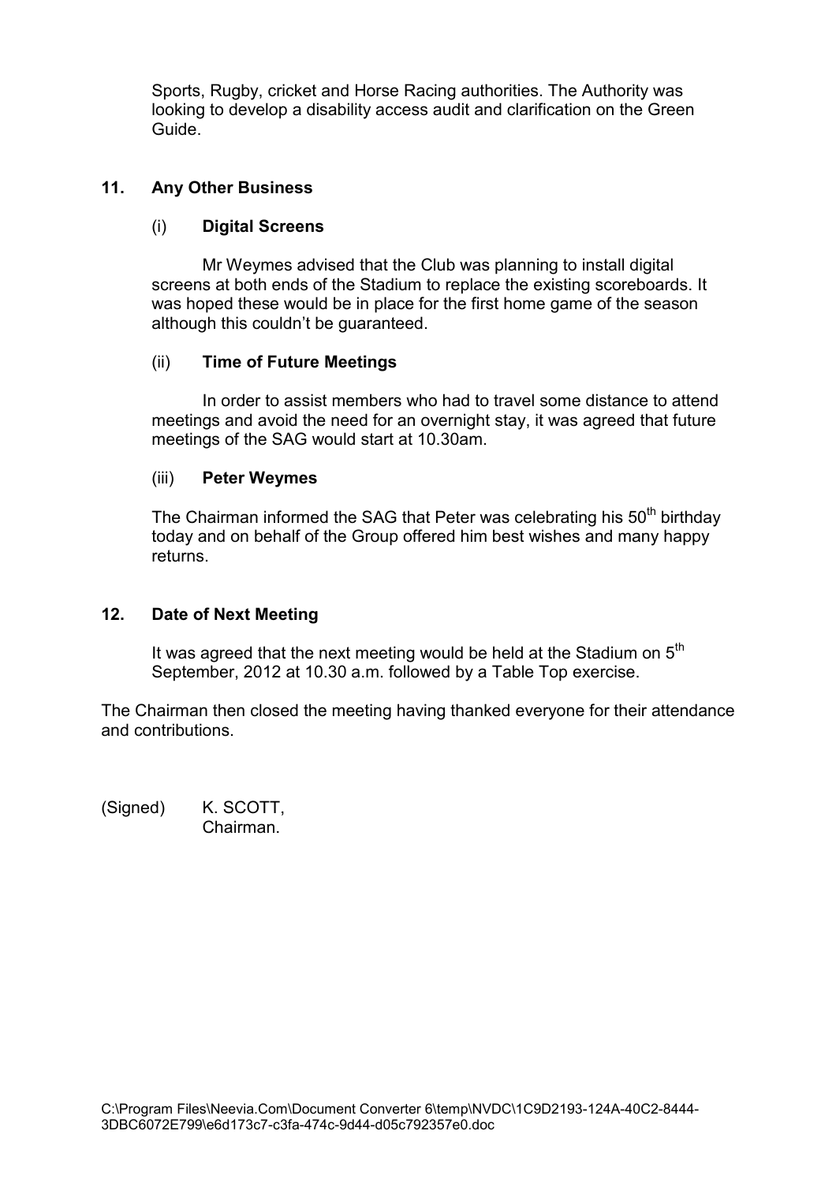Sports, Rugby, cricket and Horse Racing authorities. The Authority was looking to develop a disability access audit and clarification on the Green Guide.

## 11. Any Other Business

### (i) Digital Screens

Mr Weymes advised that the Club was planning to install digital screens at both ends of the Stadium to replace the existing scoreboards. It was hoped these would be in place for the first home game of the season although this couldn't be guaranteed.

### (ii) Time of Future Meetings

In order to assist members who had to travel some distance to attend meetings and avoid the need for an overnight stay, it was agreed that future meetings of the SAG would start at 10.30am.

### (iii) Peter Weymes

The Chairman informed the SAG that Peter was celebrating his 50th birthday today and on behalf of the Group offered him best wishes and many happy returns.

## 12. Date of Next Meeting

It was agreed that the next meeting would be held at the Stadium on 5th September, 2012 at 10.30 a.m. followed by a Table Top exercise.

The Chairman then closed the meeting having thanked everyone for their attendance and contributions.

(Signed) K. SCOTT,
Chairman.

C:\Program Files\Neevia.Com\Document Converter 6\temp\NVDC\1C9D2193-124A-40C2-8444-3DBC6072E799\e6d173c7-c3fa-474c-9d44-d05c792357e0.doc